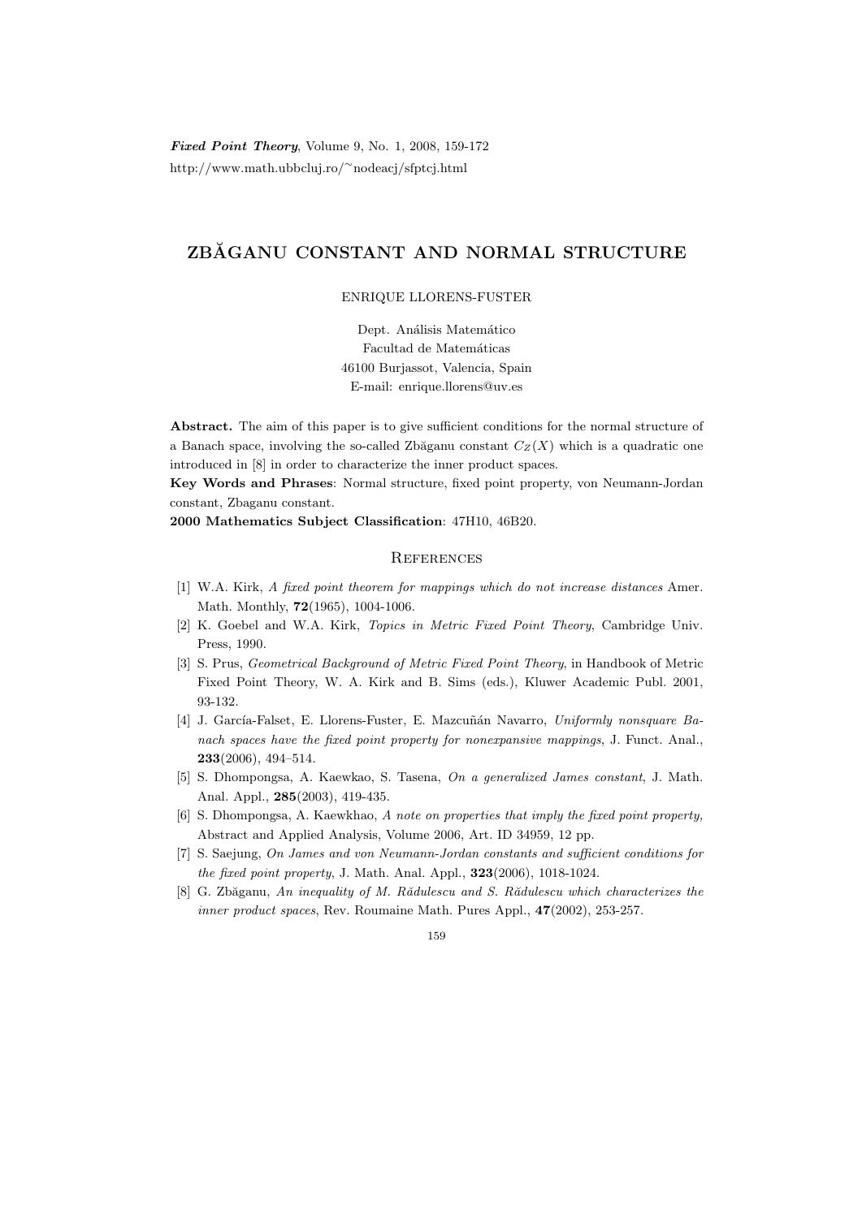# ZBĂGANU CONSTANT AND NORMAL STRUCTURE

ENRIQUE LLORENS-FUSTER

Dept. Análisis Matemático
Facultad de Matemáticas
46100 Burjassot, Valencia, Spain
E-mail: enrique.llorens@uv.es

**Abstract.** The aim of this paper is to give sufficient conditions for the normal structure of a Banach space, involving the so-called Zbăganu constant $C_Z(X)$ which is a quadratic one introduced in [8] in order to characterize the inner product spaces.

**Key Words and Phrases**: Normal structure, fixed point property, von Neumann-Jordan constant, Zbaganu constant.

**2000 Mathematics Subject Classification**: 47H10, 46B20.

## References

[1] W.A. Kirk, *A fixed point theorem for mappings which do not increase distances* Amer. Math. Monthly, **72**(1965), 1004-1006.

[2] K. Goebel and W.A. Kirk, *Topics in Metric Fixed Point Theory*, Cambridge Univ. Press, 1990.

[3] S. Prus, *Geometrical Background of Metric Fixed Point Theory*, in Handbook of Metric Fixed Point Theory, W. A. Kirk and B. Sims (eds.), Kluwer Academic Publ. 2001, 93-132.

[4] J. García-Falset, E. Llorens-Fuster, E. Mazcuñán Navarro, *Uniformly nonsquare Banach spaces have the fixed point property for nonexpansive mappings*, J. Funct. Anal., **233**(2006), 494–514.

[5] S. Dhompongsa, A. Kaewkao, S. Tasena, *On a generalized James constant*, J. Math. Anal. Appl., **285**(2003), 419-435.

[6] S. Dhompongsa, A. Kaewkhao, *A note on properties that imply the fixed point property,* Abstract and Applied Analysis, Volume 2006, Art. ID 34959, 12 pp.

[7] S. Saejung, *On James and von Neumann-Jordan constants and sufficient conditions for the fixed point property*, J. Math. Anal. Appl., **323**(2006), 1018-1024.

[8] G. Zbăganu, *An inequality of M. Rădulescu and S. Rădulescu which characterizes the inner product spaces*, Rev. Roumaine Math. Pures Appl., **47**(2002), 253-257.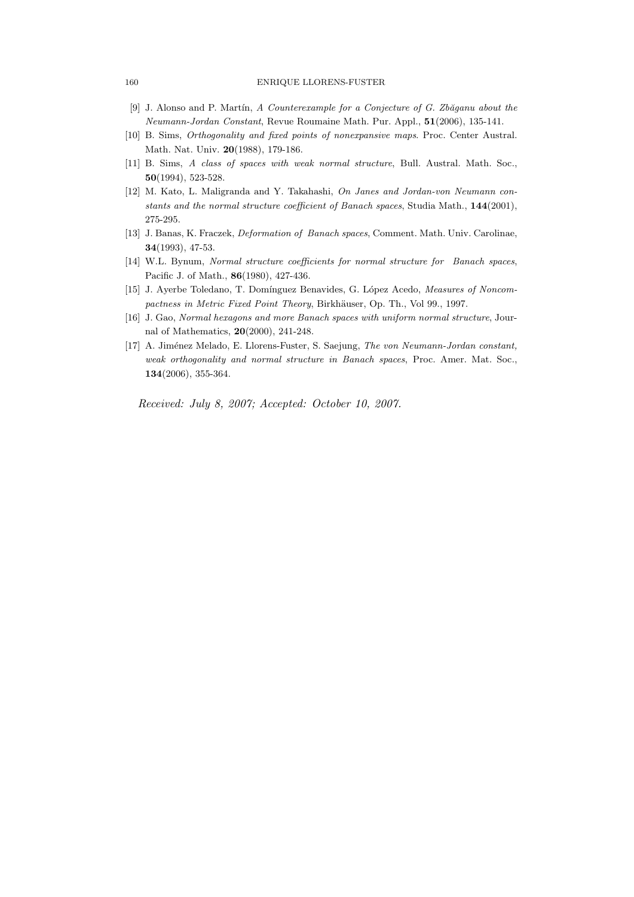[9] J. Alonso and P. Martín, *A Counterexample for a Conjecture of G. Zbăganu about the Neumann-Jordan Constant*, Revue Roumaine Math. Pur. Appl., **51**(2006), 135-141.

[10] B. Sims, *Orthogonality and fixed points of nonexpansive maps*. Proc. Center Austral. Math. Nat. Univ. **20**(1988), 179-186.

[11] B. Sims, *A class of spaces with weak normal structure*, Bull. Austral. Math. Soc., **50**(1994), 523-528.

[12] M. Kato, L. Maligranda and Y. Takahashi, *On Janes and Jordan-von Neumann constants and the normal structure coefficient of Banach spaces*, Studia Math., **144**(2001), 275-295.

[13] J. Banas, K. Fraczek, *Deformation of Banach spaces*, Comment. Math. Univ. Carolinae, **34**(1993), 47-53.

[14] W.L. Bynum, *Normal structure coefficients for normal structure for Banach spaces*, Pacific J. of Math., **86**(1980), 427-436.

[15] J. Ayerbe Toledano, T. Domínguez Benavides, G. López Acedo, *Measures of Noncompactness in Metric Fixed Point Theory*, Birkhäuser, Op. Th., Vol 99., 1997.

[16] J. Gao, *Normal hexagons and more Banach spaces with uniform normal structure*, Journal of Mathematics, **20**(2000), 241-248.

[17] A. Jiménez Melado, E. Llorens-Fuster, S. Saejung, *The von Neumann-Jordan constant, weak orthogonality and normal structure in Banach spaces*, Proc. Amer. Mat. Soc., **134**(2006), 355-364.

*Received: July 8, 2007; Accepted: October 10, 2007.*